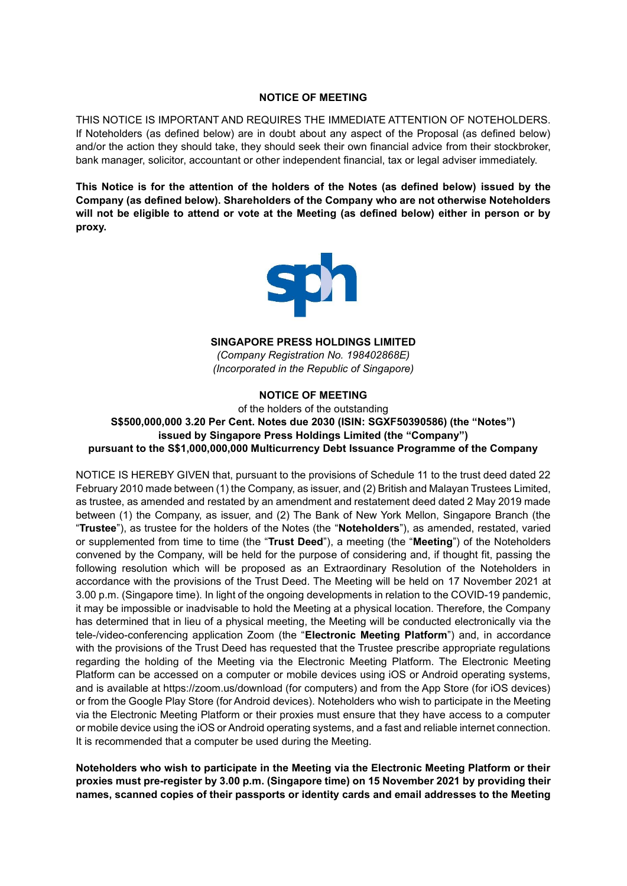# NOTICE OF MEETING

THIS NOTICE IS IMPORTANT AND REQUIRES THE IMMEDIATE ATTENTION OF NOTEHOLDERS. If Noteholders (as defined below) are in doubt about any aspect of the Proposal (as defined below) and/or the action they should take, they should seek their own financial advice from their stockbroker, bank manager, solicitor, accountant or other independent financial, tax or legal adviser immediately.

**This Notice is for the attention of the holders of the Notes (as defined below) issued by the Company (as defined below). Shareholders of the Company who are not otherwise Noteholders will not be eligible to attend or vote at the Meeting (as defined below) either in person or by proxy.**

**SINGAPORE PRESS HOLDINGS LIMITED**
*(Company Registration No. 198402868E)*
*(Incorporated in the Republic of Singapore)*

## NOTICE OF MEETING

of the holders of the outstanding

**S$500,000,000 3.20 Per Cent. Notes due 2030 (ISIN: SGXF50390586) (the "Notes") issued by Singapore Press Holdings Limited (the "Company") pursuant to the S$1,000,000,000 Multicurrency Debt Issuance Programme of the Company**

NOTICE IS HEREBY GIVEN that, pursuant to the provisions of Schedule 11 to the trust deed dated 22 February 2010 made between (1) the Company, as issuer, and (2) British and Malayan Trustees Limited, as trustee, as amended and restated by an amendment and restatement deed dated 2 May 2019 made between (1) the Company, as issuer, and (2) The Bank of New York Mellon, Singapore Branch (the "**Trustee**"), as trustee for the holders of the Notes (the "**Noteholders**"), as amended, restated, varied or supplemented from time to time (the "**Trust Deed**"), a meeting (the "**Meeting**") of the Noteholders convened by the Company, will be held for the purpose of considering and, if thought fit, passing the following resolution which will be proposed as an Extraordinary Resolution of the Noteholders in accordance with the provisions of the Trust Deed. The Meeting will be held on 17 November 2021 at 3.00 p.m. (Singapore time). In light of the ongoing developments in relation to the COVID-19 pandemic, it may be impossible or inadvisable to hold the Meeting at a physical location. Therefore, the Company has determined that in lieu of a physical meeting, the Meeting will be conducted electronically via the tele-/video-conferencing application Zoom (the "**Electronic Meeting Platform**") and, in accordance with the provisions of the Trust Deed has requested that the Trustee prescribe appropriate regulations regarding the holding of the Meeting via the Electronic Meeting Platform. The Electronic Meeting Platform can be accessed on a computer or mobile devices using iOS or Android operating systems, and is available at https://zoom.us/download (for computers) and from the App Store (for iOS devices) or from the Google Play Store (for Android devices). Noteholders who wish to participate in the Meeting via the Electronic Meeting Platform or their proxies must ensure that they have access to a computer or mobile device using the iOS or Android operating systems, and a fast and reliable internet connection. It is recommended that a computer be used during the Meeting.

**Noteholders who wish to participate in the Meeting via the Electronic Meeting Platform or their proxies must pre-register by 3.00 p.m. (Singapore time) on 15 November 2021 by providing their names, scanned copies of their passports or identity cards and email addresses to the Meeting**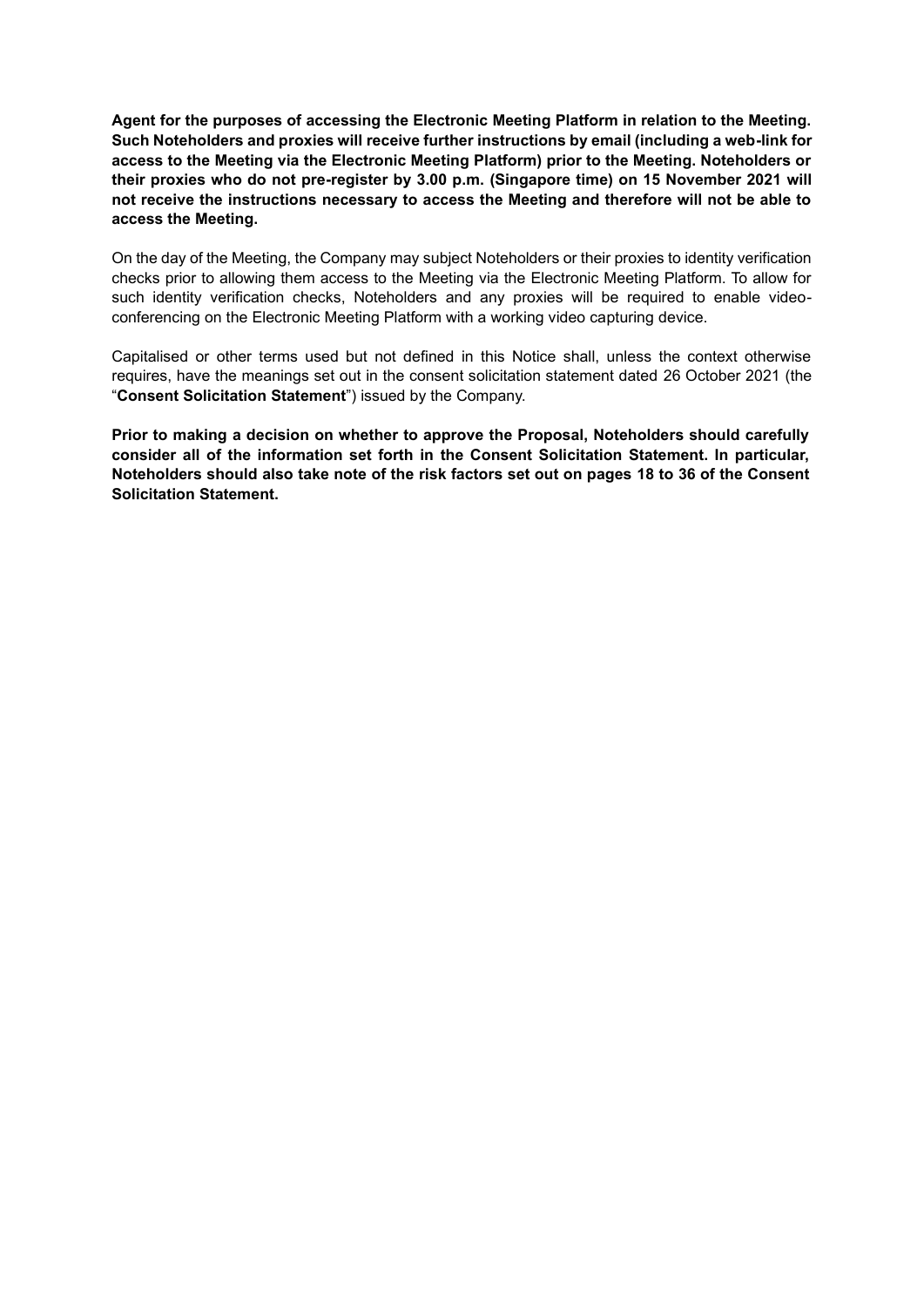**Agent for the purposes of accessing the Electronic Meeting Platform in relation to the Meeting. Such Noteholders and proxies will receive further instructions by email (including a web-link for access to the Meeting via the Electronic Meeting Platform) prior to the Meeting. Noteholders or their proxies who do not pre-register by 3.00 p.m. (Singapore time) on 15 November 2021 will not receive the instructions necessary to access the Meeting and therefore will not be able to access the Meeting.**

On the day of the Meeting, the Company may subject Noteholders or their proxies to identity verification checks prior to allowing them access to the Meeting via the Electronic Meeting Platform. To allow for such identity verification checks, Noteholders and any proxies will be required to enable video-conferencing on the Electronic Meeting Platform with a working video capturing device.

Capitalised or other terms used but not defined in this Notice shall, unless the context otherwise requires, have the meanings set out in the consent solicitation statement dated 26 October 2021 (the "**Consent Solicitation Statement**") issued by the Company.

**Prior to making a decision on whether to approve the Proposal, Noteholders should carefully consider all of the information set forth in the Consent Solicitation Statement. In particular, Noteholders should also take note of the risk factors set out on pages 18 to 36 of the Consent Solicitation Statement.**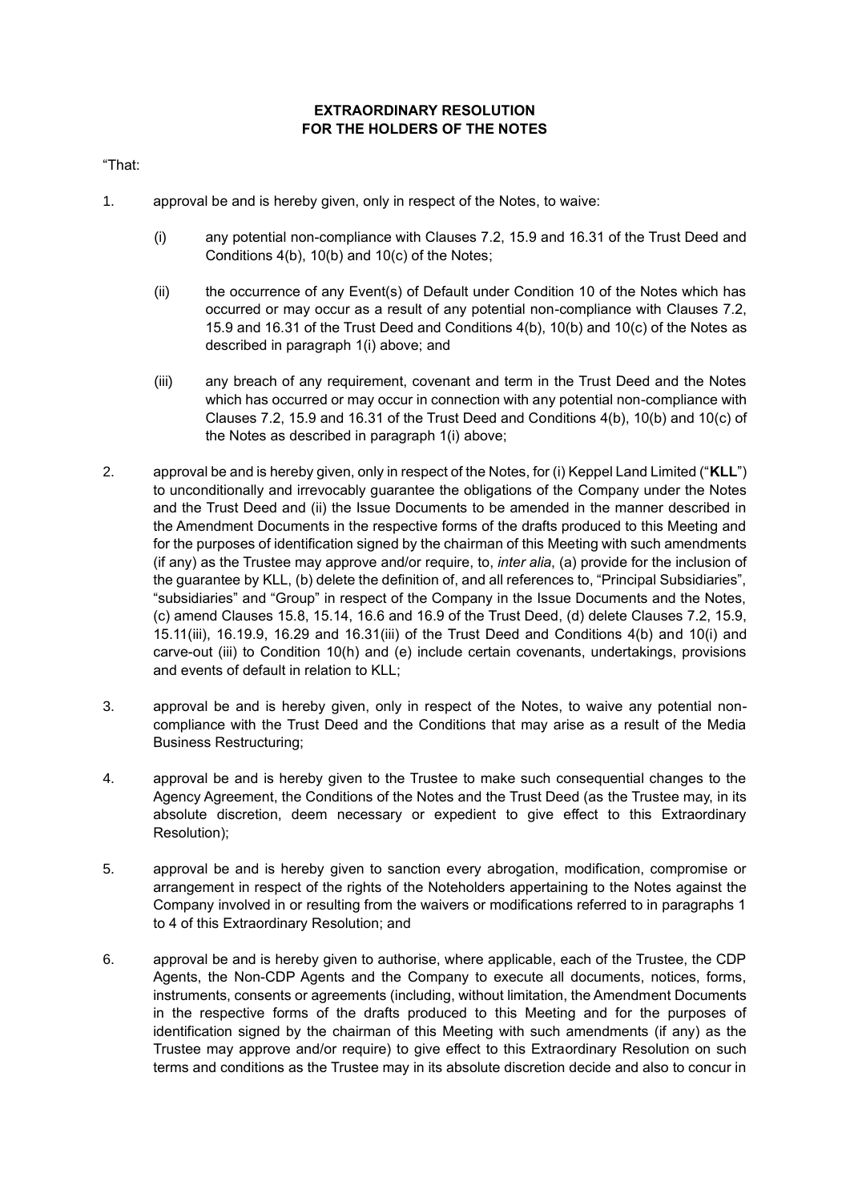**EXTRAORDINARY RESOLUTION**
**FOR THE HOLDERS OF THE NOTES**

"That:

1. approval be and is hereby given, only in respect of the Notes, to waive:

   (i) any potential non-compliance with Clauses 7.2, 15.9 and 16.31 of the Trust Deed and Conditions 4(b), 10(b) and 10(c) of the Notes;

   (ii) the occurrence of any Event(s) of Default under Condition 10 of the Notes which has occurred or may occur as a result of any potential non-compliance with Clauses 7.2, 15.9 and 16.31 of the Trust Deed and Conditions 4(b), 10(b) and 10(c) of the Notes as described in paragraph 1(i) above; and

   (iii) any breach of any requirement, covenant and term in the Trust Deed and the Notes which has occurred or may occur in connection with any potential non-compliance with Clauses 7.2, 15.9 and 16.31 of the Trust Deed and Conditions 4(b), 10(b) and 10(c) of the Notes as described in paragraph 1(i) above;

2. approval be and is hereby given, only in respect of the Notes, for (i) Keppel Land Limited ("**KLL**") to unconditionally and irrevocably guarantee the obligations of the Company under the Notes and the Trust Deed and (ii) the Issue Documents to be amended in the manner described in the Amendment Documents in the respective forms of the drafts produced to this Meeting and for the purposes of identification signed by the chairman of this Meeting with such amendments (if any) as the Trustee may approve and/or require, to, *inter alia*, (a) provide for the inclusion of the guarantee by KLL, (b) delete the definition of, and all references to, "Principal Subsidiaries", "subsidiaries" and "Group" in respect of the Company in the Issue Documents and the Notes, (c) amend Clauses 15.8, 15.14, 16.6 and 16.9 of the Trust Deed, (d) delete Clauses 7.2, 15.9, 15.11(iii), 16.19.9, 16.29 and 16.31(iii) of the Trust Deed and Conditions 4(b) and 10(i) and carve-out (iii) to Condition 10(h) and (e) include certain covenants, undertakings, provisions and events of default in relation to KLL;

3. approval be and is hereby given, only in respect of the Notes, to waive any potential non-compliance with the Trust Deed and the Conditions that may arise as a result of the Media Business Restructuring;

4. approval be and is hereby given to the Trustee to make such consequential changes to the Agency Agreement, the Conditions of the Notes and the Trust Deed (as the Trustee may, in its absolute discretion, deem necessary or expedient to give effect to this Extraordinary Resolution);

5. approval be and is hereby given to sanction every abrogation, modification, compromise or arrangement in respect of the rights of the Noteholders appertaining to the Notes against the Company involved in or resulting from the waivers or modifications referred to in paragraphs 1 to 4 of this Extraordinary Resolution; and

6. approval be and is hereby given to authorise, where applicable, each of the Trustee, the CDP Agents, the Non-CDP Agents and the Company to execute all documents, notices, forms, instruments, consents or agreements (including, without limitation, the Amendment Documents in the respective forms of the drafts produced to this Meeting and for the purposes of identification signed by the chairman of this Meeting with such amendments (if any) as the Trustee may approve and/or require) to give effect to this Extraordinary Resolution on such terms and conditions as the Trustee may in its absolute discretion decide and also to concur in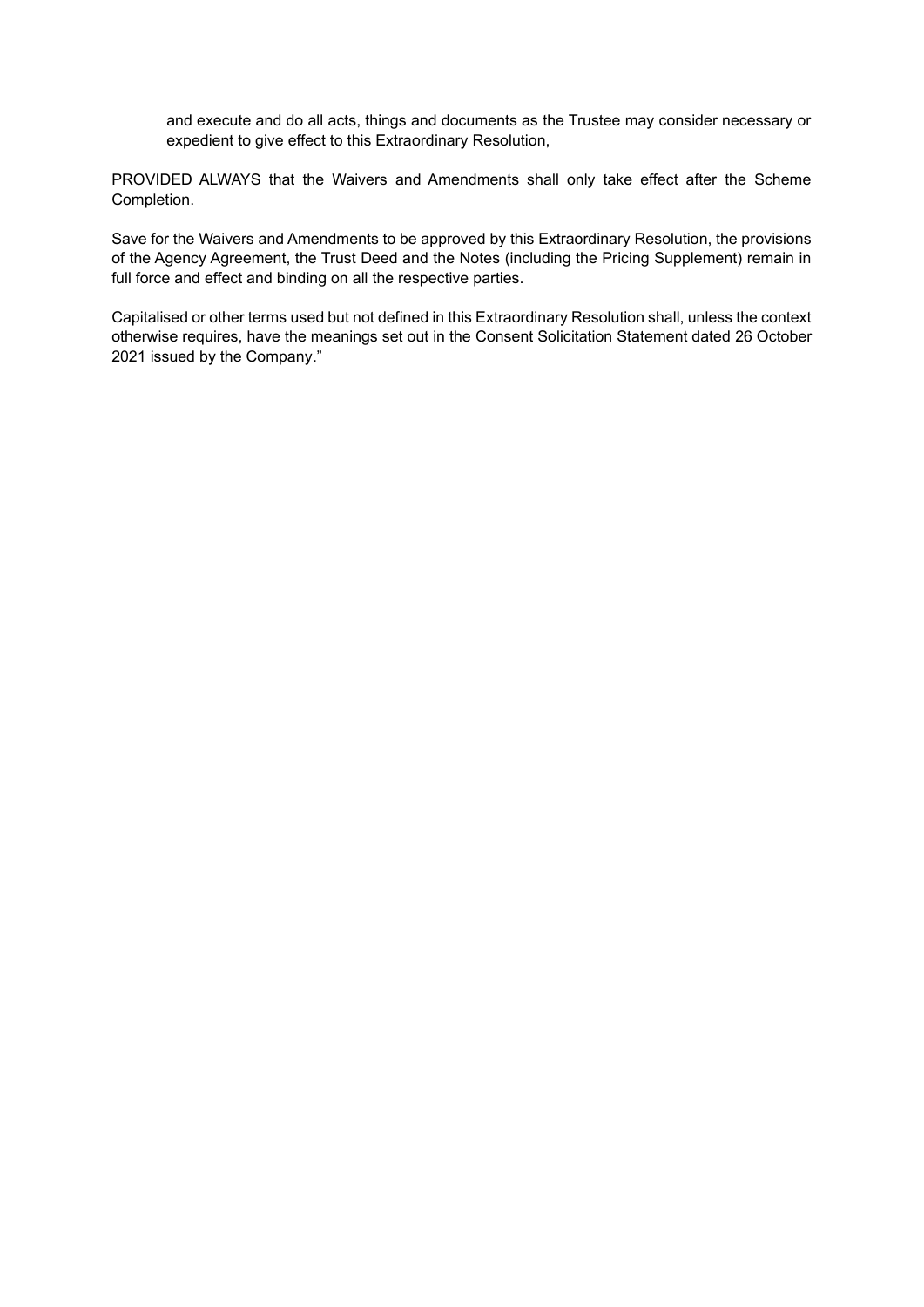and execute and do all acts, things and documents as the Trustee may consider necessary or expedient to give effect to this Extraordinary Resolution,

PROVIDED ALWAYS that the Waivers and Amendments shall only take effect after the Scheme Completion.

Save for the Waivers and Amendments to be approved by this Extraordinary Resolution, the provisions of the Agency Agreement, the Trust Deed and the Notes (including the Pricing Supplement) remain in full force and effect and binding on all the respective parties.

Capitalised or other terms used but not defined in this Extraordinary Resolution shall, unless the context otherwise requires, have the meanings set out in the Consent Solicitation Statement dated 26 October 2021 issued by the Company."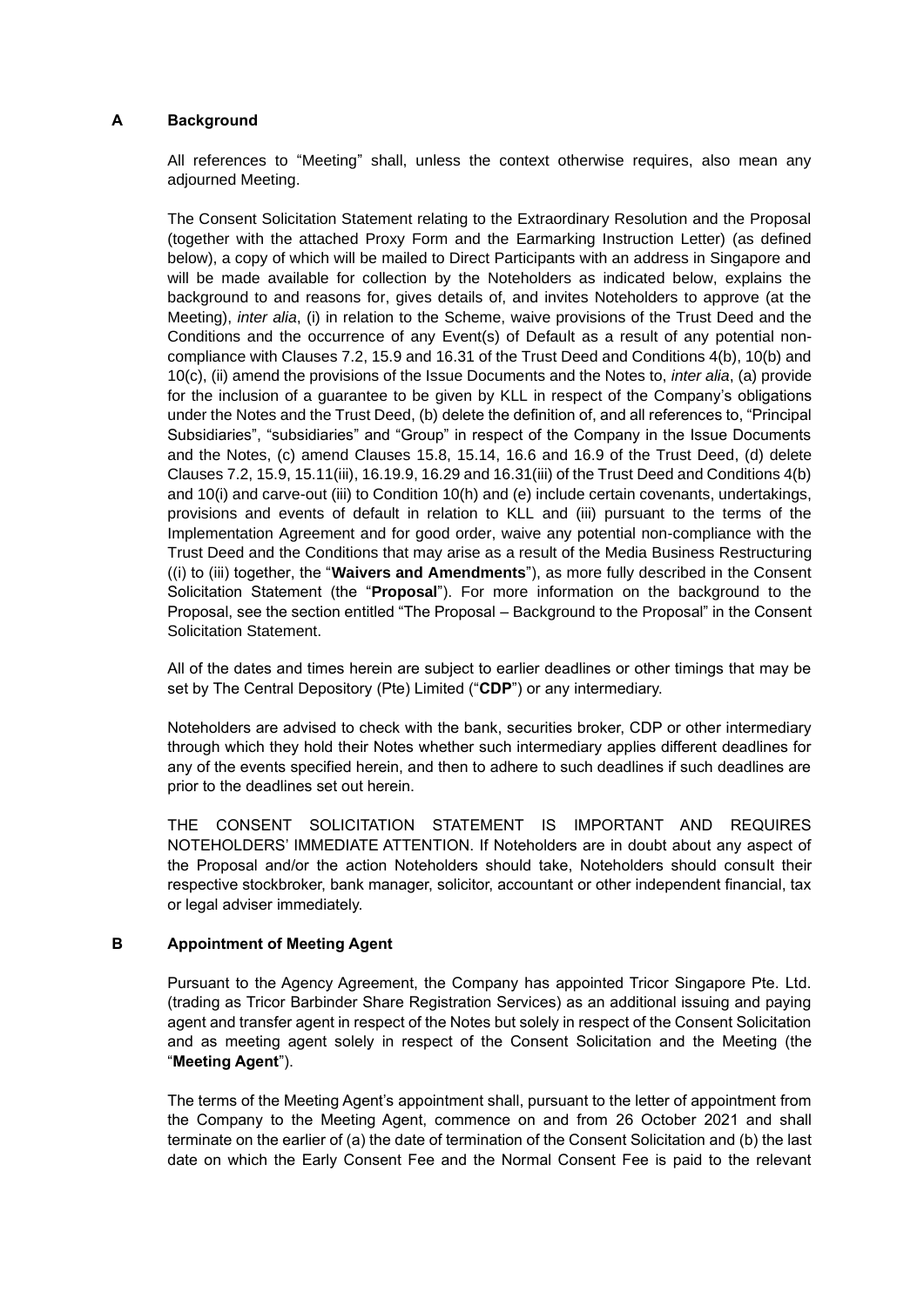## A Background

All references to "Meeting" shall, unless the context otherwise requires, also mean any adjourned Meeting.

The Consent Solicitation Statement relating to the Extraordinary Resolution and the Proposal (together with the attached Proxy Form and the Earmarking Instruction Letter) (as defined below), a copy of which will be mailed to Direct Participants with an address in Singapore and will be made available for collection by the Noteholders as indicated below, explains the background to and reasons for, gives details of, and invites Noteholders to approve (at the Meeting), *inter alia*, (i) in relation to the Scheme, waive provisions of the Trust Deed and the Conditions and the occurrence of any Event(s) of Default as a result of any potential non-compliance with Clauses 7.2, 15.9 and 16.31 of the Trust Deed and Conditions 4(b), 10(b) and 10(c), (ii) amend the provisions of the Issue Documents and the Notes to, *inter alia*, (a) provide for the inclusion of a guarantee to be given by KLL in respect of the Company's obligations under the Notes and the Trust Deed, (b) delete the definition of, and all references to, "Principal Subsidiaries", "subsidiaries" and "Group" in respect of the Company in the Issue Documents and the Notes, (c) amend Clauses 15.8, 15.14, 16.6 and 16.9 of the Trust Deed, (d) delete Clauses 7.2, 15.9, 15.11(iii), 16.19.9, 16.29 and 16.31(iii) of the Trust Deed and Conditions 4(b) and 10(i) and carve-out (iii) to Condition 10(h) and (e) include certain covenants, undertakings, provisions and events of default in relation to KLL and (iii) pursuant to the terms of the Implementation Agreement and for good order, waive any potential non-compliance with the Trust Deed and the Conditions that may arise as a result of the Media Business Restructuring ((i) to (iii) together, the "**Waivers and Amendments**"), as more fully described in the Consent Solicitation Statement (the "**Proposal**"). For more information on the background to the Proposal, see the section entitled "The Proposal – Background to the Proposal" in the Consent Solicitation Statement.

All of the dates and times herein are subject to earlier deadlines or other timings that may be set by The Central Depository (Pte) Limited ("**CDP**") or any intermediary.

Noteholders are advised to check with the bank, securities broker, CDP or other intermediary through which they hold their Notes whether such intermediary applies different deadlines for any of the events specified herein, and then to adhere to such deadlines if such deadlines are prior to the deadlines set out herein.

THE CONSENT SOLICITATION STATEMENT IS IMPORTANT AND REQUIRES NOTEHOLDERS' IMMEDIATE ATTENTION. If Noteholders are in doubt about any aspect of the Proposal and/or the action Noteholders should take, Noteholders should consult their respective stockbroker, bank manager, solicitor, accountant or other independent financial, tax or legal adviser immediately.

## B Appointment of Meeting Agent

Pursuant to the Agency Agreement, the Company has appointed Tricor Singapore Pte. Ltd. (trading as Tricor Barbinder Share Registration Services) as an additional issuing and paying agent and transfer agent in respect of the Notes but solely in respect of the Consent Solicitation and as meeting agent solely in respect of the Consent Solicitation and the Meeting (the "**Meeting Agent**").

The terms of the Meeting Agent's appointment shall, pursuant to the letter of appointment from the Company to the Meeting Agent, commence on and from 26 October 2021 and shall terminate on the earlier of (a) the date of termination of the Consent Solicitation and (b) the last date on which the Early Consent Fee and the Normal Consent Fee is paid to the relevant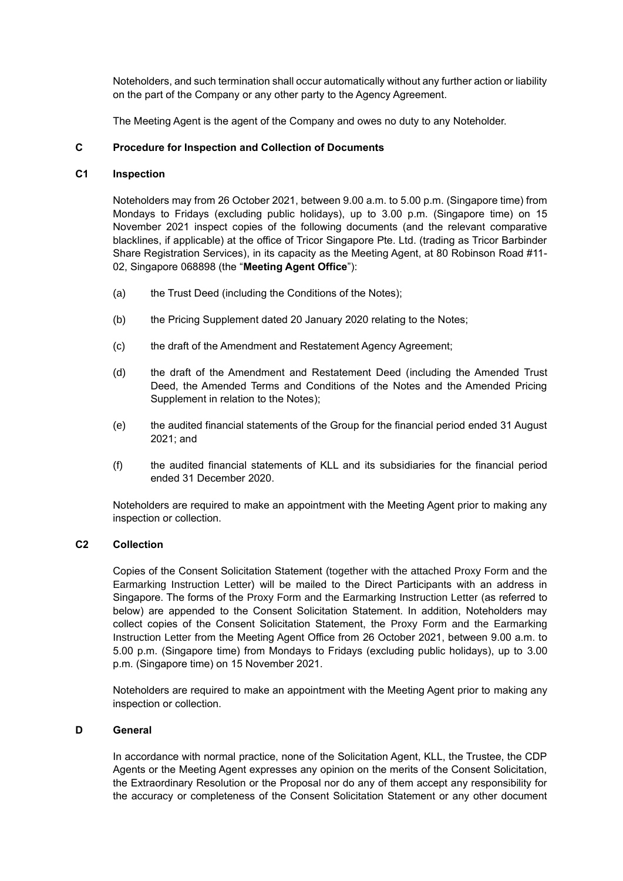Noteholders, and such termination shall occur automatically without any further action or liability on the part of the Company or any other party to the Agency Agreement.

The Meeting Agent is the agent of the Company and owes no duty to any Noteholder.

## C Procedure for Inspection and Collection of Documents

### C1 Inspection

Noteholders may from 26 October 2021, between 9.00 a.m. to 5.00 p.m. (Singapore time) from Mondays to Fridays (excluding public holidays), up to 3.00 p.m. (Singapore time) on 15 November 2021 inspect copies of the following documents (and the relevant comparative blacklines, if applicable) at the office of Tricor Singapore Pte. Ltd. (trading as Tricor Barbinder Share Registration Services), in its capacity as the Meeting Agent, at 80 Robinson Road #11-02, Singapore 068898 (the "**Meeting Agent Office**"):

(a) the Trust Deed (including the Conditions of the Notes);

(b) the Pricing Supplement dated 20 January 2020 relating to the Notes;

(c) the draft of the Amendment and Restatement Agency Agreement;

(d) the draft of the Amendment and Restatement Deed (including the Amended Trust Deed, the Amended Terms and Conditions of the Notes and the Amended Pricing Supplement in relation to the Notes);

(e) the audited financial statements of the Group for the financial period ended 31 August 2021; and

(f) the audited financial statements of KLL and its subsidiaries for the financial period ended 31 December 2020.

Noteholders are required to make an appointment with the Meeting Agent prior to making any inspection or collection.

### C2 Collection

Copies of the Consent Solicitation Statement (together with the attached Proxy Form and the Earmarking Instruction Letter) will be mailed to the Direct Participants with an address in Singapore. The forms of the Proxy Form and the Earmarking Instruction Letter (as referred to below) are appended to the Consent Solicitation Statement. In addition, Noteholders may collect copies of the Consent Solicitation Statement, the Proxy Form and the Earmarking Instruction Letter from the Meeting Agent Office from 26 October 2021, between 9.00 a.m. to 5.00 p.m. (Singapore time) from Mondays to Fridays (excluding public holidays), up to 3.00 p.m. (Singapore time) on 15 November 2021.

Noteholders are required to make an appointment with the Meeting Agent prior to making any inspection or collection.

## D General

In accordance with normal practice, none of the Solicitation Agent, KLL, the Trustee, the CDP Agents or the Meeting Agent expresses any opinion on the merits of the Consent Solicitation, the Extraordinary Resolution or the Proposal nor do any of them accept any responsibility for the accuracy or completeness of the Consent Solicitation Statement or any other document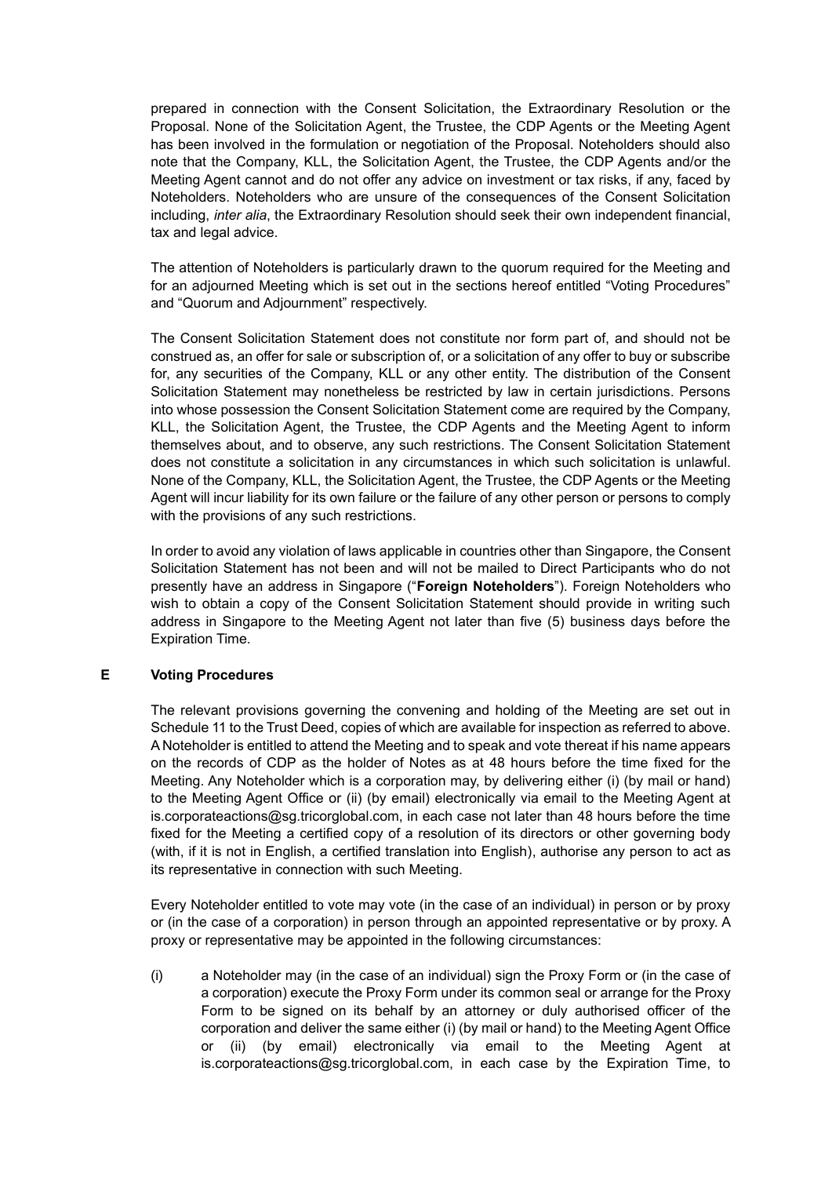prepared in connection with the Consent Solicitation, the Extraordinary Resolution or the Proposal. None of the Solicitation Agent, the Trustee, the CDP Agents or the Meeting Agent has been involved in the formulation or negotiation of the Proposal. Noteholders should also note that the Company, KLL, the Solicitation Agent, the Trustee, the CDP Agents and/or the Meeting Agent cannot and do not offer any advice on investment or tax risks, if any, faced by Noteholders. Noteholders who are unsure of the consequences of the Consent Solicitation including, *inter alia*, the Extraordinary Resolution should seek their own independent financial, tax and legal advice.

The attention of Noteholders is particularly drawn to the quorum required for the Meeting and for an adjourned Meeting which is set out in the sections hereof entitled "Voting Procedures" and "Quorum and Adjournment" respectively.

The Consent Solicitation Statement does not constitute nor form part of, and should not be construed as, an offer for sale or subscription of, or a solicitation of any offer to buy or subscribe for, any securities of the Company, KLL or any other entity. The distribution of the Consent Solicitation Statement may nonetheless be restricted by law in certain jurisdictions. Persons into whose possession the Consent Solicitation Statement come are required by the Company, KLL, the Solicitation Agent, the Trustee, the CDP Agents and the Meeting Agent to inform themselves about, and to observe, any such restrictions. The Consent Solicitation Statement does not constitute a solicitation in any circumstances in which such solicitation is unlawful. None of the Company, KLL, the Solicitation Agent, the Trustee, the CDP Agents or the Meeting Agent will incur liability for its own failure or the failure of any other person or persons to comply with the provisions of any such restrictions.

In order to avoid any violation of laws applicable in countries other than Singapore, the Consent Solicitation Statement has not been and will not be mailed to Direct Participants who do not presently have an address in Singapore ("**Foreign Noteholders**"). Foreign Noteholders who wish to obtain a copy of the Consent Solicitation Statement should provide in writing such address in Singapore to the Meeting Agent not later than five (5) business days before the Expiration Time.

## E Voting Procedures

The relevant provisions governing the convening and holding of the Meeting are set out in Schedule 11 to the Trust Deed, copies of which are available for inspection as referred to above. A Noteholder is entitled to attend the Meeting and to speak and vote thereat if his name appears on the records of CDP as the holder of Notes as at 48 hours before the time fixed for the Meeting. Any Noteholder which is a corporation may, by delivering either (i) (by mail or hand) to the Meeting Agent Office or (ii) (by email) electronically via email to the Meeting Agent at is.corporateactions@sg.tricorglobal.com, in each case not later than 48 hours before the time fixed for the Meeting a certified copy of a resolution of its directors or other governing body (with, if it is not in English, a certified translation into English), authorise any person to act as its representative in connection with such Meeting.

Every Noteholder entitled to vote may vote (in the case of an individual) in person or by proxy or (in the case of a corporation) in person through an appointed representative or by proxy. A proxy or representative may be appointed in the following circumstances:

(i) a Noteholder may (in the case of an individual) sign the Proxy Form or (in the case of a corporation) execute the Proxy Form under its common seal or arrange for the Proxy Form to be signed on its behalf by an attorney or duly authorised officer of the corporation and deliver the same either (i) (by mail or hand) to the Meeting Agent Office or (ii) (by email) electronically via email to the Meeting Agent at is.corporateactions@sg.tricorglobal.com, in each case by the Expiration Time, to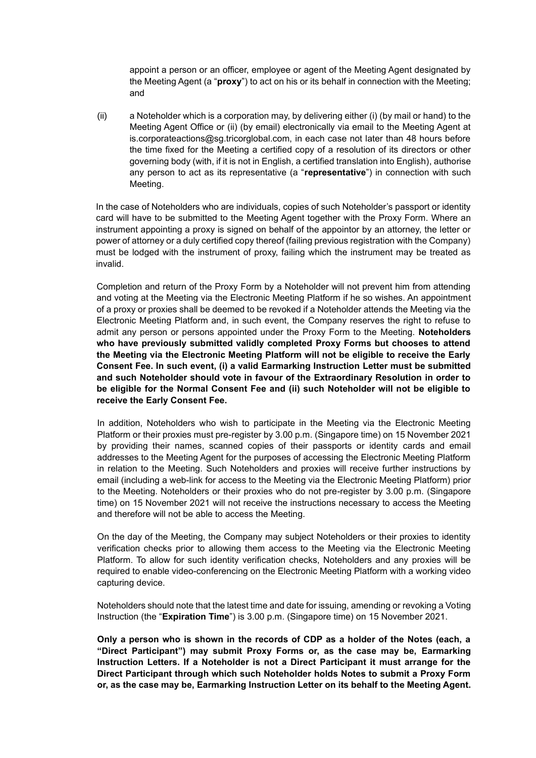appoint a person or an officer, employee or agent of the Meeting Agent designated by the Meeting Agent (a "**proxy**") to act on his or its behalf in connection with the Meeting; and

(ii) a Noteholder which is a corporation may, by delivering either (i) (by mail or hand) to the Meeting Agent Office or (ii) (by email) electronically via email to the Meeting Agent at is.corporateactions@sg.tricorglobal.com, in each case not later than 48 hours before the time fixed for the Meeting a certified copy of a resolution of its directors or other governing body (with, if it is not in English, a certified translation into English), authorise any person to act as its representative (a "**representative**") in connection with such Meeting.

In the case of Noteholders who are individuals, copies of such Noteholder's passport or identity card will have to be submitted to the Meeting Agent together with the Proxy Form. Where an instrument appointing a proxy is signed on behalf of the appointor by an attorney, the letter or power of attorney or a duly certified copy thereof (failing previous registration with the Company) must be lodged with the instrument of proxy, failing which the instrument may be treated as invalid.

Completion and return of the Proxy Form by a Noteholder will not prevent him from attending and voting at the Meeting via the Electronic Meeting Platform if he so wishes. An appointment of a proxy or proxies shall be deemed to be revoked if a Noteholder attends the Meeting via the Electronic Meeting Platform and, in such event, the Company reserves the right to refuse to admit any person or persons appointed under the Proxy Form to the Meeting. **Noteholders who have previously submitted validly completed Proxy Forms but chooses to attend the Meeting via the Electronic Meeting Platform will not be eligible to receive the Early Consent Fee. In such event, (i) a valid Earmarking Instruction Letter must be submitted and such Noteholder should vote in favour of the Extraordinary Resolution in order to be eligible for the Normal Consent Fee and (ii) such Noteholder will not be eligible to receive the Early Consent Fee.**

In addition, Noteholders who wish to participate in the Meeting via the Electronic Meeting Platform or their proxies must pre-register by 3.00 p.m. (Singapore time) on 15 November 2021 by providing their names, scanned copies of their passports or identity cards and email addresses to the Meeting Agent for the purposes of accessing the Electronic Meeting Platform in relation to the Meeting. Such Noteholders and proxies will receive further instructions by email (including a web-link for access to the Meeting via the Electronic Meeting Platform) prior to the Meeting. Noteholders or their proxies who do not pre-register by 3.00 p.m. (Singapore time) on 15 November 2021 will not receive the instructions necessary to access the Meeting and therefore will not be able to access the Meeting.

On the day of the Meeting, the Company may subject Noteholders or their proxies to identity verification checks prior to allowing them access to the Meeting via the Electronic Meeting Platform. To allow for such identity verification checks, Noteholders and any proxies will be required to enable video-conferencing on the Electronic Meeting Platform with a working video capturing device.

Noteholders should note that the latest time and date for issuing, amending or revoking a Voting Instruction (the "**Expiration Time**") is 3.00 p.m. (Singapore time) on 15 November 2021.

**Only a person who is shown in the records of CDP as a holder of the Notes (each, a "Direct Participant") may submit Proxy Forms or, as the case may be, Earmarking Instruction Letters. If a Noteholder is not a Direct Participant it must arrange for the Direct Participant through which such Noteholder holds Notes to submit a Proxy Form or, as the case may be, Earmarking Instruction Letter on its behalf to the Meeting Agent.**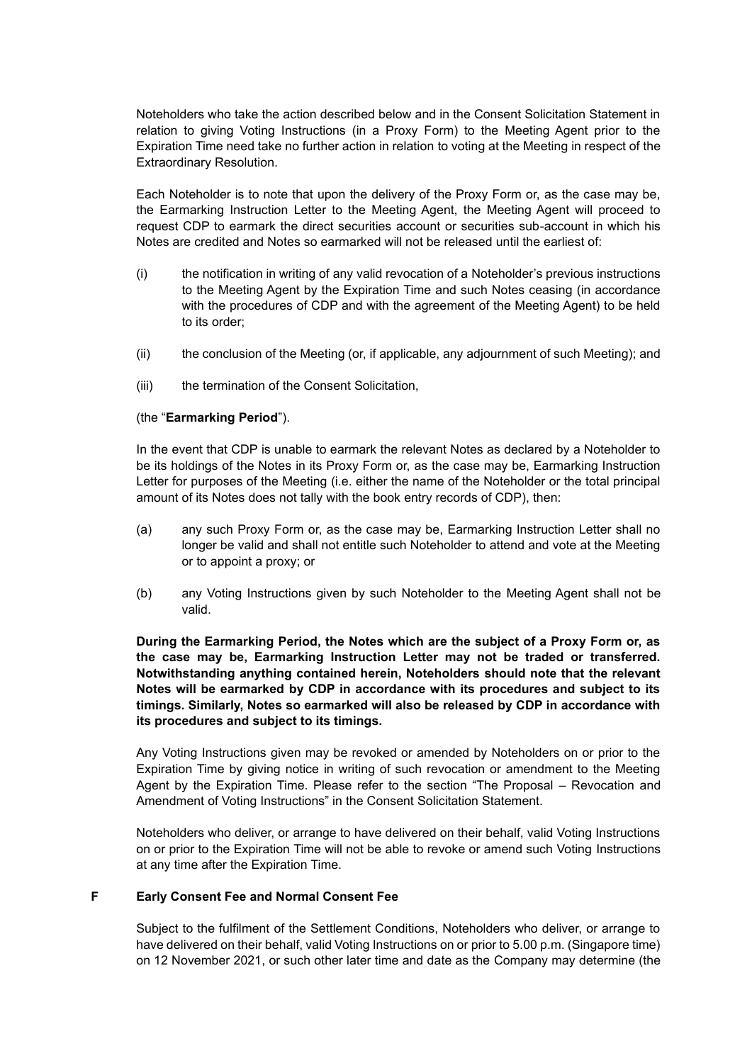Noteholders who take the action described below and in the Consent Solicitation Statement in relation to giving Voting Instructions (in a Proxy Form) to the Meeting Agent prior to the Expiration Time need take no further action in relation to voting at the Meeting in respect of the Extraordinary Resolution.

Each Noteholder is to note that upon the delivery of the Proxy Form or, as the case may be, the Earmarking Instruction Letter to the Meeting Agent, the Meeting Agent will proceed to request CDP to earmark the direct securities account or securities sub-account in which his Notes are credited and Notes so earmarked will not be released until the earliest of:

(i) the notification in writing of any valid revocation of a Noteholder's previous instructions to the Meeting Agent by the Expiration Time and such Notes ceasing (in accordance with the procedures of CDP and with the agreement of the Meeting Agent) to be held to its order;

(ii) the conclusion of the Meeting (or, if applicable, any adjournment of such Meeting); and

(iii) the termination of the Consent Solicitation,

(the "**Earmarking Period**").

In the event that CDP is unable to earmark the relevant Notes as declared by a Noteholder to be its holdings of the Notes in its Proxy Form or, as the case may be, Earmarking Instruction Letter for purposes of the Meeting (i.e. either the name of the Noteholder or the total principal amount of its Notes does not tally with the book entry records of CDP), then:

(a) any such Proxy Form or, as the case may be, Earmarking Instruction Letter shall no longer be valid and shall not entitle such Noteholder to attend and vote at the Meeting or to appoint a proxy; or

(b) any Voting Instructions given by such Noteholder to the Meeting Agent shall not be valid.

**During the Earmarking Period, the Notes which are the subject of a Proxy Form or, as the case may be, Earmarking Instruction Letter may not be traded or transferred. Notwithstanding anything contained herein, Noteholders should note that the relevant Notes will be earmarked by CDP in accordance with its procedures and subject to its timings. Similarly, Notes so earmarked will also be released by CDP in accordance with its procedures and subject to its timings.**

Any Voting Instructions given may be revoked or amended by Noteholders on or prior to the Expiration Time by giving notice in writing of such revocation or amendment to the Meeting Agent by the Expiration Time. Please refer to the section "The Proposal – Revocation and Amendment of Voting Instructions" in the Consent Solicitation Statement.

Noteholders who deliver, or arrange to have delivered on their behalf, valid Voting Instructions on or prior to the Expiration Time will not be able to revoke or amend such Voting Instructions at any time after the Expiration Time.

## F Early Consent Fee and Normal Consent Fee

Subject to the fulfilment of the Settlement Conditions, Noteholders who deliver, or arrange to have delivered on their behalf, valid Voting Instructions on or prior to 5.00 p.m. (Singapore time) on 12 November 2021, or such other later time and date as the Company may determine (the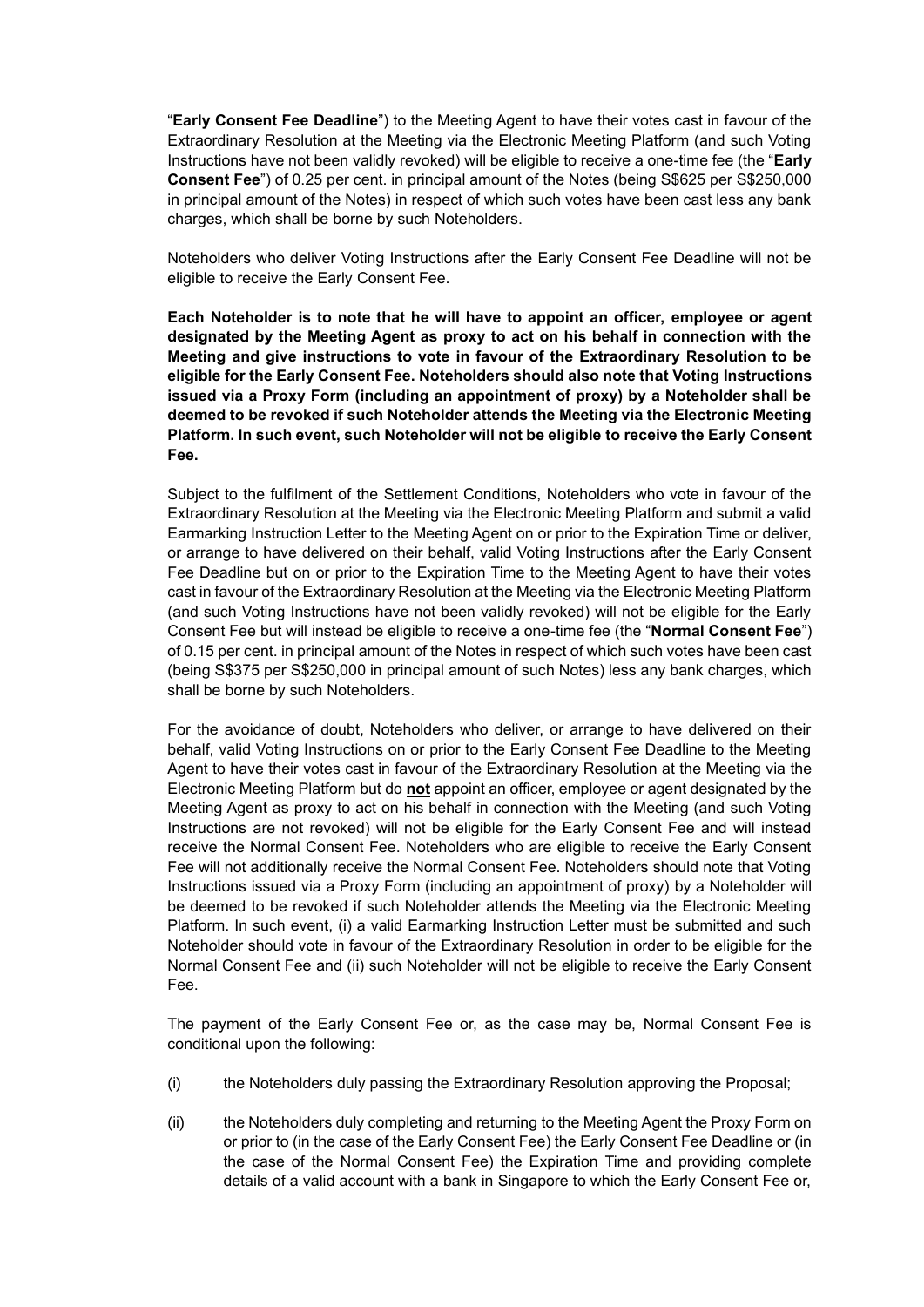"**Early Consent Fee Deadline**") to the Meeting Agent to have their votes cast in favour of the Extraordinary Resolution at the Meeting via the Electronic Meeting Platform (and such Voting Instructions have not been validly revoked) will be eligible to receive a one-time fee (the "**Early Consent Fee**") of 0.25 per cent. in principal amount of the Notes (being S$625 per S$250,000 in principal amount of the Notes) in respect of which such votes have been cast less any bank charges, which shall be borne by such Noteholders.

Noteholders who deliver Voting Instructions after the Early Consent Fee Deadline will not be eligible to receive the Early Consent Fee.

**Each Noteholder is to note that he will have to appoint an officer, employee or agent designated by the Meeting Agent as proxy to act on his behalf in connection with the Meeting and give instructions to vote in favour of the Extraordinary Resolution to be eligible for the Early Consent Fee. Noteholders should also note that Voting Instructions issued via a Proxy Form (including an appointment of proxy) by a Noteholder shall be deemed to be revoked if such Noteholder attends the Meeting via the Electronic Meeting Platform. In such event, such Noteholder will not be eligible to receive the Early Consent Fee.**

Subject to the fulfilment of the Settlement Conditions, Noteholders who vote in favour of the Extraordinary Resolution at the Meeting via the Electronic Meeting Platform and submit a valid Earmarking Instruction Letter to the Meeting Agent on or prior to the Expiration Time or deliver, or arrange to have delivered on their behalf, valid Voting Instructions after the Early Consent Fee Deadline but on or prior to the Expiration Time to the Meeting Agent to have their votes cast in favour of the Extraordinary Resolution at the Meeting via the Electronic Meeting Platform (and such Voting Instructions have not been validly revoked) will not be eligible for the Early Consent Fee but will instead be eligible to receive a one-time fee (the "**Normal Consent Fee**") of 0.15 per cent. in principal amount of the Notes in respect of which such votes have been cast (being S$375 per S$250,000 in principal amount of such Notes) less any bank charges, which shall be borne by such Noteholders.

For the avoidance of doubt, Noteholders who deliver, or arrange to have delivered on their behalf, valid Voting Instructions on or prior to the Early Consent Fee Deadline to the Meeting Agent to have their votes cast in favour of the Extraordinary Resolution at the Meeting via the Electronic Meeting Platform but do **not** appoint an officer, employee or agent designated by the Meeting Agent as proxy to act on his behalf in connection with the Meeting (and such Voting Instructions are not revoked) will not be eligible for the Early Consent Fee and will instead receive the Normal Consent Fee. Noteholders who are eligible to receive the Early Consent Fee will not additionally receive the Normal Consent Fee. Noteholders should note that Voting Instructions issued via a Proxy Form (including an appointment of proxy) by a Noteholder will be deemed to be revoked if such Noteholder attends the Meeting via the Electronic Meeting Platform. In such event, (i) a valid Earmarking Instruction Letter must be submitted and such Noteholder should vote in favour of the Extraordinary Resolution in order to be eligible for the Normal Consent Fee and (ii) such Noteholder will not be eligible to receive the Early Consent Fee.

The payment of the Early Consent Fee or, as the case may be, Normal Consent Fee is conditional upon the following:

(i) the Noteholders duly passing the Extraordinary Resolution approving the Proposal;

(ii) the Noteholders duly completing and returning to the Meeting Agent the Proxy Form on or prior to (in the case of the Early Consent Fee) the Early Consent Fee Deadline or (in the case of the Normal Consent Fee) the Expiration Time and providing complete details of a valid account with a bank in Singapore to which the Early Consent Fee or,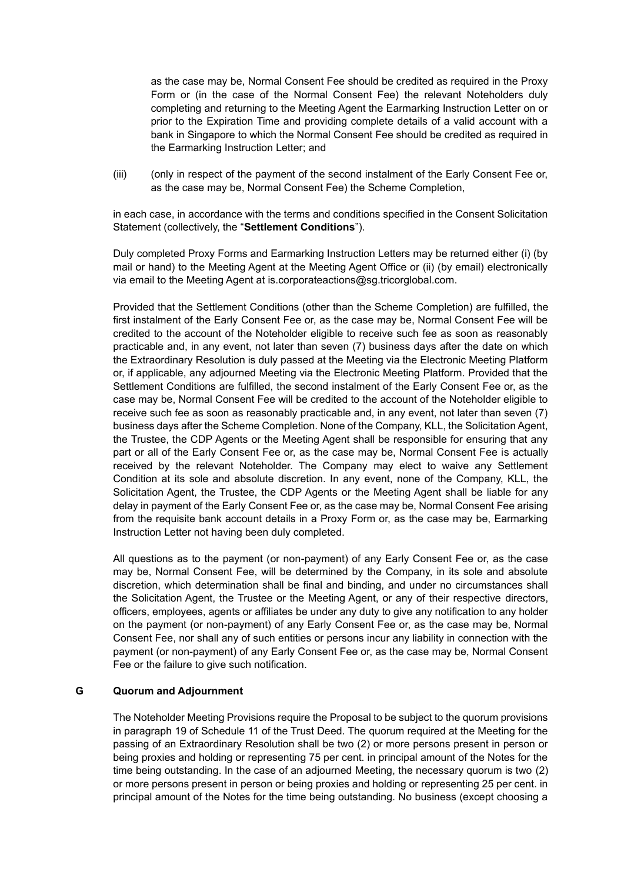as the case may be, Normal Consent Fee should be credited as required in the Proxy Form or (in the case of the Normal Consent Fee) the relevant Noteholders duly completing and returning to the Meeting Agent the Earmarking Instruction Letter on or prior to the Expiration Time and providing complete details of a valid account with a bank in Singapore to which the Normal Consent Fee should be credited as required in the Earmarking Instruction Letter; and

(iii) (only in respect of the payment of the second instalment of the Early Consent Fee or, as the case may be, Normal Consent Fee) the Scheme Completion,

in each case, in accordance with the terms and conditions specified in the Consent Solicitation Statement (collectively, the "**Settlement Conditions**").

Duly completed Proxy Forms and Earmarking Instruction Letters may be returned either (i) (by mail or hand) to the Meeting Agent at the Meeting Agent Office or (ii) (by email) electronically via email to the Meeting Agent at is.corporateactions@sg.tricorglobal.com.

Provided that the Settlement Conditions (other than the Scheme Completion) are fulfilled, the first instalment of the Early Consent Fee or, as the case may be, Normal Consent Fee will be credited to the account of the Noteholder eligible to receive such fee as soon as reasonably practicable and, in any event, not later than seven (7) business days after the date on which the Extraordinary Resolution is duly passed at the Meeting via the Electronic Meeting Platform or, if applicable, any adjourned Meeting via the Electronic Meeting Platform. Provided that the Settlement Conditions are fulfilled, the second instalment of the Early Consent Fee or, as the case may be, Normal Consent Fee will be credited to the account of the Noteholder eligible to receive such fee as soon as reasonably practicable and, in any event, not later than seven (7) business days after the Scheme Completion. None of the Company, KLL, the Solicitation Agent, the Trustee, the CDP Agents or the Meeting Agent shall be responsible for ensuring that any part or all of the Early Consent Fee or, as the case may be, Normal Consent Fee is actually received by the relevant Noteholder. The Company may elect to waive any Settlement Condition at its sole and absolute discretion. In any event, none of the Company, KLL, the Solicitation Agent, the Trustee, the CDP Agents or the Meeting Agent shall be liable for any delay in payment of the Early Consent Fee or, as the case may be, Normal Consent Fee arising from the requisite bank account details in a Proxy Form or, as the case may be, Earmarking Instruction Letter not having been duly completed.

All questions as to the payment (or non-payment) of any Early Consent Fee or, as the case may be, Normal Consent Fee, will be determined by the Company, in its sole and absolute discretion, which determination shall be final and binding, and under no circumstances shall the Solicitation Agent, the Trustee or the Meeting Agent, or any of their respective directors, officers, employees, agents or affiliates be under any duty to give any notification to any holder on the payment (or non-payment) of any Early Consent Fee or, as the case may be, Normal Consent Fee, nor shall any of such entities or persons incur any liability in connection with the payment (or non-payment) of any Early Consent Fee or, as the case may be, Normal Consent Fee or the failure to give such notification.

## G Quorum and Adjournment

The Noteholder Meeting Provisions require the Proposal to be subject to the quorum provisions in paragraph 19 of Schedule 11 of the Trust Deed. The quorum required at the Meeting for the passing of an Extraordinary Resolution shall be two (2) or more persons present in person or being proxies and holding or representing 75 per cent. in principal amount of the Notes for the time being outstanding. In the case of an adjourned Meeting, the necessary quorum is two (2) or more persons present in person or being proxies and holding or representing 25 per cent. in principal amount of the Notes for the time being outstanding. No business (except choosing a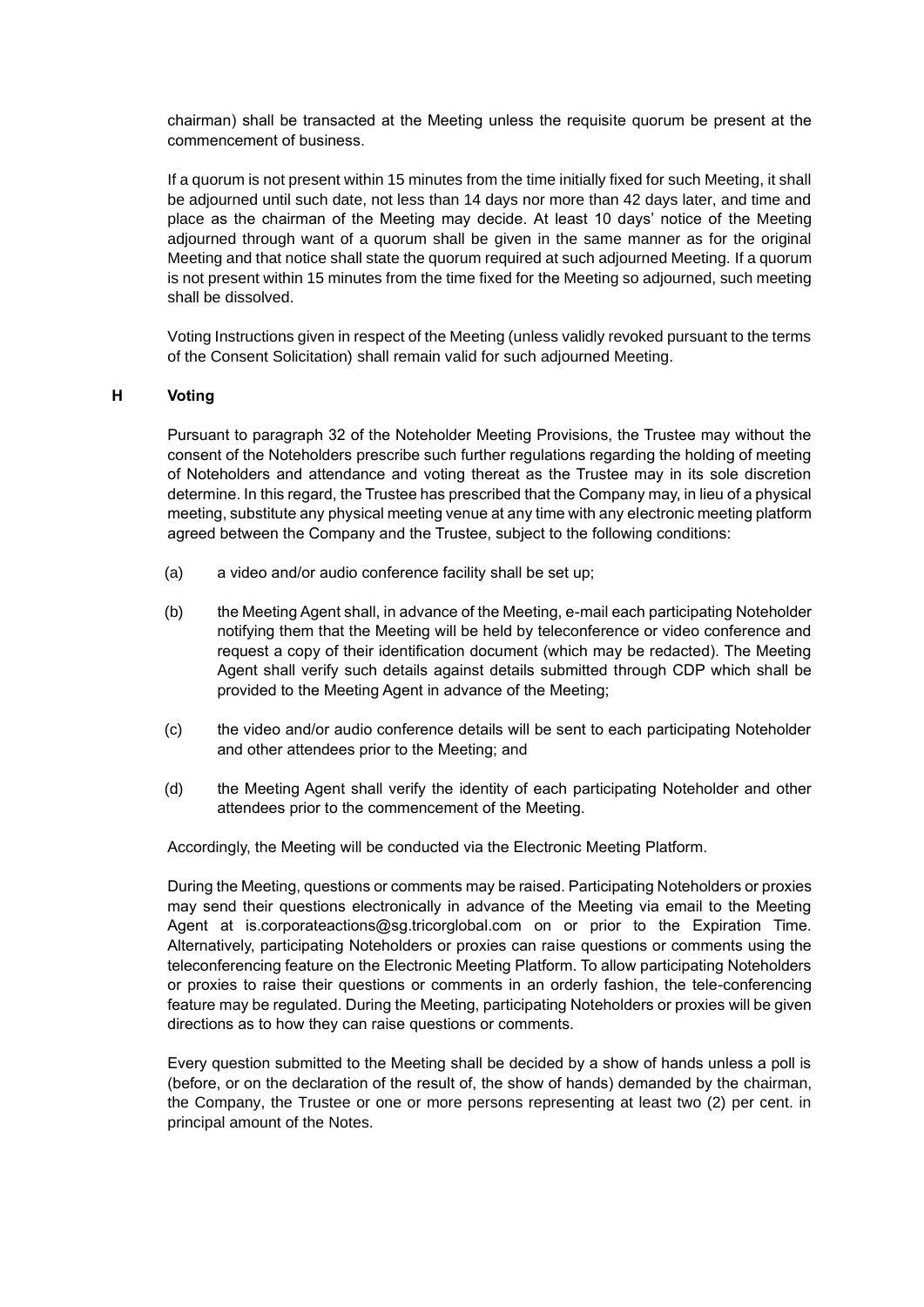chairman) shall be transacted at the Meeting unless the requisite quorum be present at the commencement of business.

If a quorum is not present within 15 minutes from the time initially fixed for such Meeting, it shall be adjourned until such date, not less than 14 days nor more than 42 days later, and time and place as the chairman of the Meeting may decide. At least 10 days' notice of the Meeting adjourned through want of a quorum shall be given in the same manner as for the original Meeting and that notice shall state the quorum required at such adjourned Meeting. If a quorum is not present within 15 minutes from the time fixed for the Meeting so adjourned, such meeting shall be dissolved.

Voting Instructions given in respect of the Meeting (unless validly revoked pursuant to the terms of the Consent Solicitation) shall remain valid for such adjourned Meeting.

## H Voting

Pursuant to paragraph 32 of the Noteholder Meeting Provisions, the Trustee may without the consent of the Noteholders prescribe such further regulations regarding the holding of meeting of Noteholders and attendance and voting thereat as the Trustee may in its sole discretion determine. In this regard, the Trustee has prescribed that the Company may, in lieu of a physical meeting, substitute any physical meeting venue at any time with any electronic meeting platform agreed between the Company and the Trustee, subject to the following conditions:

(a) a video and/or audio conference facility shall be set up;

(b) the Meeting Agent shall, in advance of the Meeting, e-mail each participating Noteholder notifying them that the Meeting will be held by teleconference or video conference and request a copy of their identification document (which may be redacted). The Meeting Agent shall verify such details against details submitted through CDP which shall be provided to the Meeting Agent in advance of the Meeting;

(c) the video and/or audio conference details will be sent to each participating Noteholder and other attendees prior to the Meeting; and

(d) the Meeting Agent shall verify the identity of each participating Noteholder and other attendees prior to the commencement of the Meeting.

Accordingly, the Meeting will be conducted via the Electronic Meeting Platform.

During the Meeting, questions or comments may be raised. Participating Noteholders or proxies may send their questions electronically in advance of the Meeting via email to the Meeting Agent at is.corporateactions@sg.tricorglobal.com on or prior to the Expiration Time. Alternatively, participating Noteholders or proxies can raise questions or comments using the teleconferencing feature on the Electronic Meeting Platform. To allow participating Noteholders or proxies to raise their questions or comments in an orderly fashion, the tele-conferencing feature may be regulated. During the Meeting, participating Noteholders or proxies will be given directions as to how they can raise questions or comments.

Every question submitted to the Meeting shall be decided by a show of hands unless a poll is (before, or on the declaration of the result of, the show of hands) demanded by the chairman, the Company, the Trustee or one or more persons representing at least two (2) per cent. in principal amount of the Notes.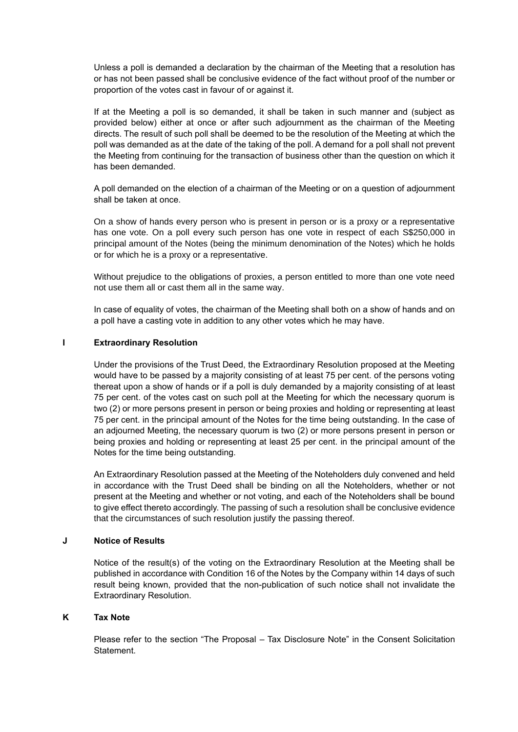Unless a poll is demanded a declaration by the chairman of the Meeting that a resolution has or has not been passed shall be conclusive evidence of the fact without proof of the number or proportion of the votes cast in favour of or against it.

If at the Meeting a poll is so demanded, it shall be taken in such manner and (subject as provided below) either at once or after such adjournment as the chairman of the Meeting directs. The result of such poll shall be deemed to be the resolution of the Meeting at which the poll was demanded as at the date of the taking of the poll. A demand for a poll shall not prevent the Meeting from continuing for the transaction of business other than the question on which it has been demanded.

A poll demanded on the election of a chairman of the Meeting or on a question of adjournment shall be taken at once.

On a show of hands every person who is present in person or is a proxy or a representative has one vote. On a poll every such person has one vote in respect of each S$250,000 in principal amount of the Notes (being the minimum denomination of the Notes) which he holds or for which he is a proxy or a representative.

Without prejudice to the obligations of proxies, a person entitled to more than one vote need not use them all or cast them all in the same way.

In case of equality of votes, the chairman of the Meeting shall both on a show of hands and on a poll have a casting vote in addition to any other votes which he may have.

## I Extraordinary Resolution

Under the provisions of the Trust Deed, the Extraordinary Resolution proposed at the Meeting would have to be passed by a majority consisting of at least 75 per cent. of the persons voting thereat upon a show of hands or if a poll is duly demanded by a majority consisting of at least 75 per cent. of the votes cast on such poll at the Meeting for which the necessary quorum is two (2) or more persons present in person or being proxies and holding or representing at least 75 per cent. in the principal amount of the Notes for the time being outstanding. In the case of an adjourned Meeting, the necessary quorum is two (2) or more persons present in person or being proxies and holding or representing at least 25 per cent. in the principal amount of the Notes for the time being outstanding.

An Extraordinary Resolution passed at the Meeting of the Noteholders duly convened and held in accordance with the Trust Deed shall be binding on all the Noteholders, whether or not present at the Meeting and whether or not voting, and each of the Noteholders shall be bound to give effect thereto accordingly. The passing of such a resolution shall be conclusive evidence that the circumstances of such resolution justify the passing thereof.

## J Notice of Results

Notice of the result(s) of the voting on the Extraordinary Resolution at the Meeting shall be published in accordance with Condition 16 of the Notes by the Company within 14 days of such result being known, provided that the non-publication of such notice shall not invalidate the Extraordinary Resolution.

## K Tax Note

Please refer to the section "The Proposal – Tax Disclosure Note" in the Consent Solicitation Statement.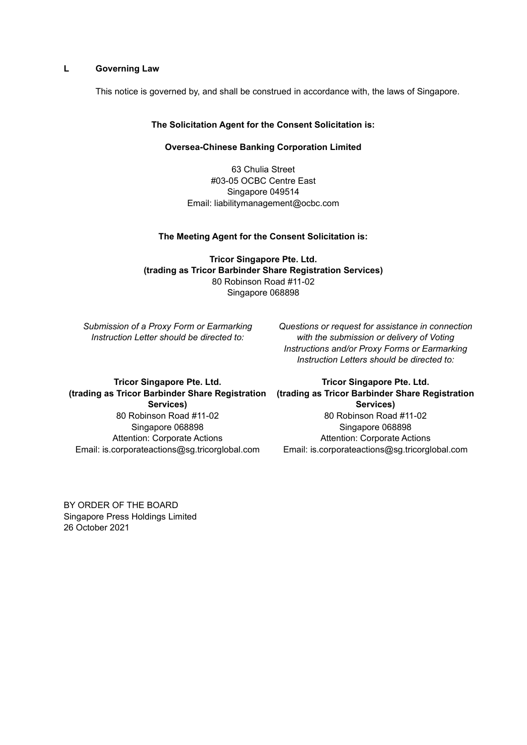## L Governing Law

This notice is governed by, and shall be construed in accordance with, the laws of Singapore.

**The Solicitation Agent for the Consent Solicitation is:**

**Oversea-Chinese Banking Corporation Limited**

63 Chulia Street
#03-05 OCBC Centre East
Singapore 049514
Email: liabilitymanagement@ocbc.com

**The Meeting Agent for the Consent Solicitation is:**

**Tricor Singapore Pte. Ltd.**
**(trading as Tricor Barbinder Share Registration Services)**
80 Robinson Road #11-02
Singapore 068898

*Submission of a Proxy Form or Earmarking Instruction Letter should be directed to:*

**Tricor Singapore Pte. Ltd.**
**(trading as Tricor Barbinder Share Registration Services)**
80 Robinson Road #11-02
Singapore 068898
Attention: Corporate Actions
Email: is.corporateactions@sg.tricorglobal.com

*Questions or request for assistance in connection with the submission or delivery of Voting Instructions and/or Proxy Forms or Earmarking Instruction Letters should be directed to:*

**Tricor Singapore Pte. Ltd.**
**(trading as Tricor Barbinder Share Registration Services)**
80 Robinson Road #11-02
Singapore 068898
Attention: Corporate Actions
Email: is.corporateactions@sg.tricorglobal.com

BY ORDER OF THE BOARD
Singapore Press Holdings Limited
26 October 2021